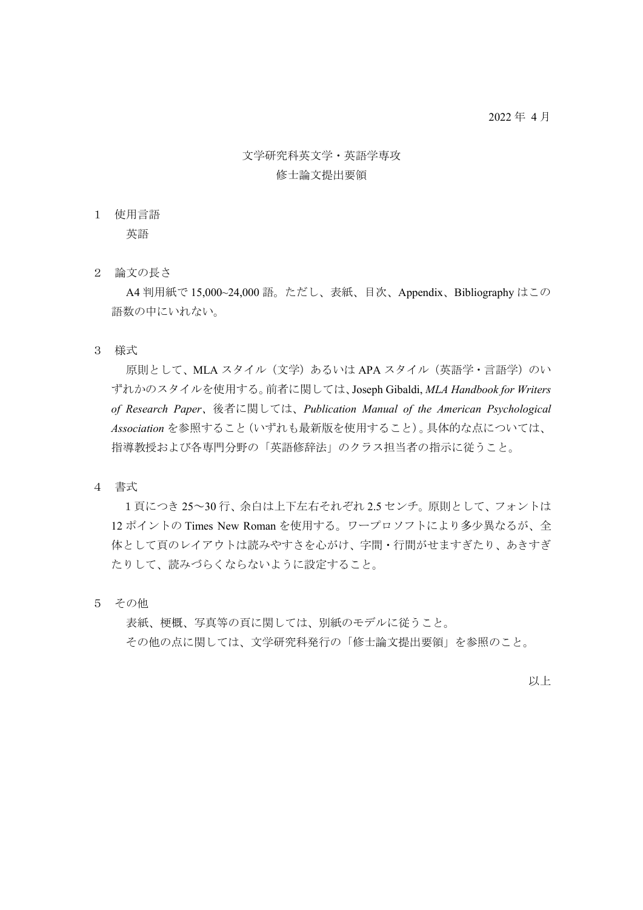2022 年 4 月

# 文学研究科英文学・英語学専攻
# 修士論文提出要領

## 1　使用言語

英語

## 2　論文の長さ

A4 判用紙で 15,000~24,000 語。ただし、表紙、目次、Appendix、Bibliography はこの語数の中にいれない。

## 3　様式

原則として、MLA スタイル（文学）あるいは APA スタイル（英語学・言語学）のいずれかのスタイルを使用する。前者に関しては、Joseph Gibaldi, *MLA Handbook for Writers of Research Paper*、後者に関しては、*Publication Manual of the American Psychological Association* を参照すること（いずれも最新版を使用すること）。具体的な点については、指導教授および各専門分野の「英語修辞法」のクラス担当者の指示に従うこと。

## 4　書式

1 頁につき 25〜30 行、余白は上下左右それぞれ 2.5 センチ。原則として、フォントは 12 ポイントの Times New Roman を使用する。ワープロソフトにより多少異なるが、全体として頁のレイアウトは読みやすさを心がけ、字間・行間がせますぎたり、あきすぎたりして、読みづらくならないように設定すること。

## 5　その他

表紙、梗概、写真等の頁に関しては、別紙のモデルに従うこと。

その他の点に関しては、文学研究科発行の「修士論文提出要領」を参照のこと。

以上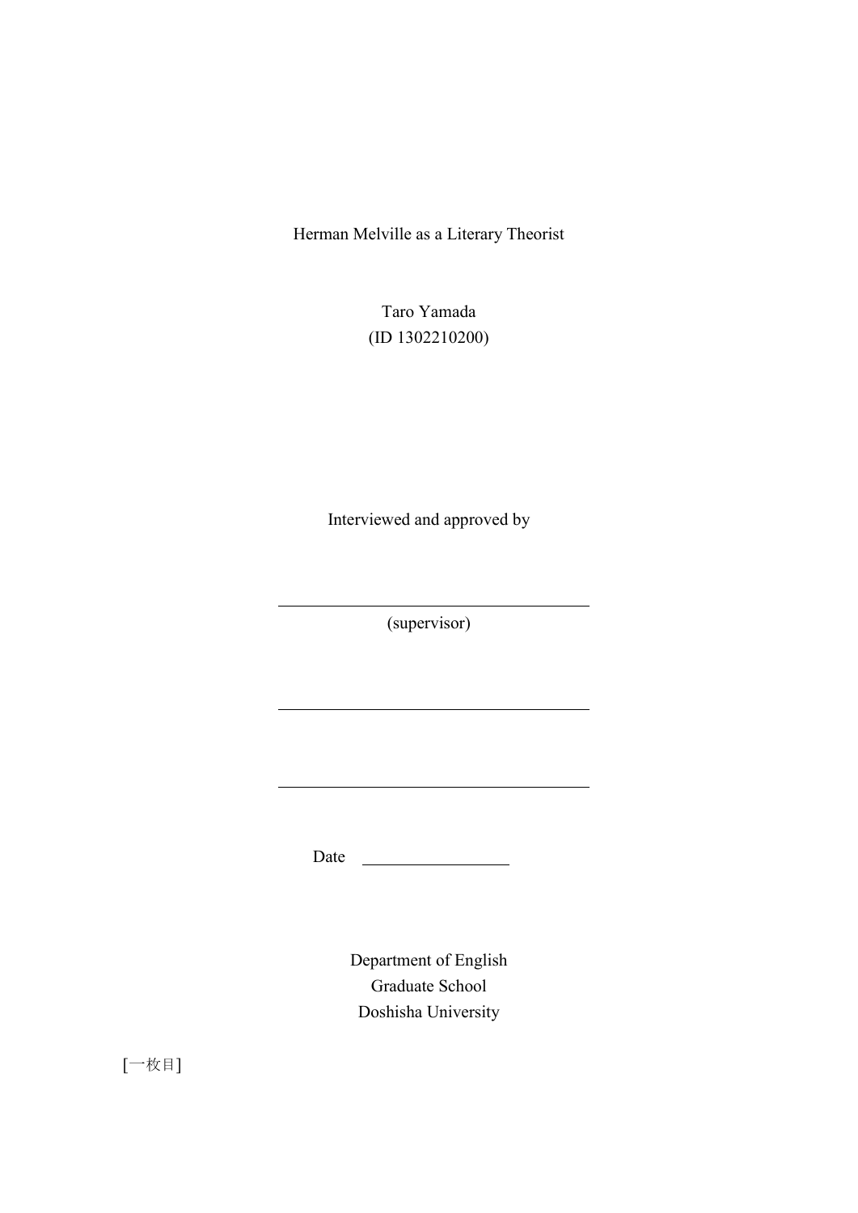Herman Melville as a Literary Theorist

Taro Yamada
(ID 1302210200)

Interviewed and approved by

\_\_\_\_\_\_\_\_\_\_\_\_\_\_\_\_\_\_\_\_\_\_\_\_\_\_\_\_\_\_\_\_\_\_\_\_

(supervisor)

\_\_\_\_\_\_\_\_\_\_\_\_\_\_\_\_\_\_\_\_\_\_\_\_\_\_\_\_\_\_\_\_\_\_\_\_

\_\_\_\_\_\_\_\_\_\_\_\_\_\_\_\_\_\_\_\_\_\_\_\_\_\_\_\_\_\_\_\_\_\_\_\_

Date \_\_\_\_\_\_\_\_\_\_\_\_\_\_\_\_\_

Department of English
Graduate School
Doshisha University

[一枚目]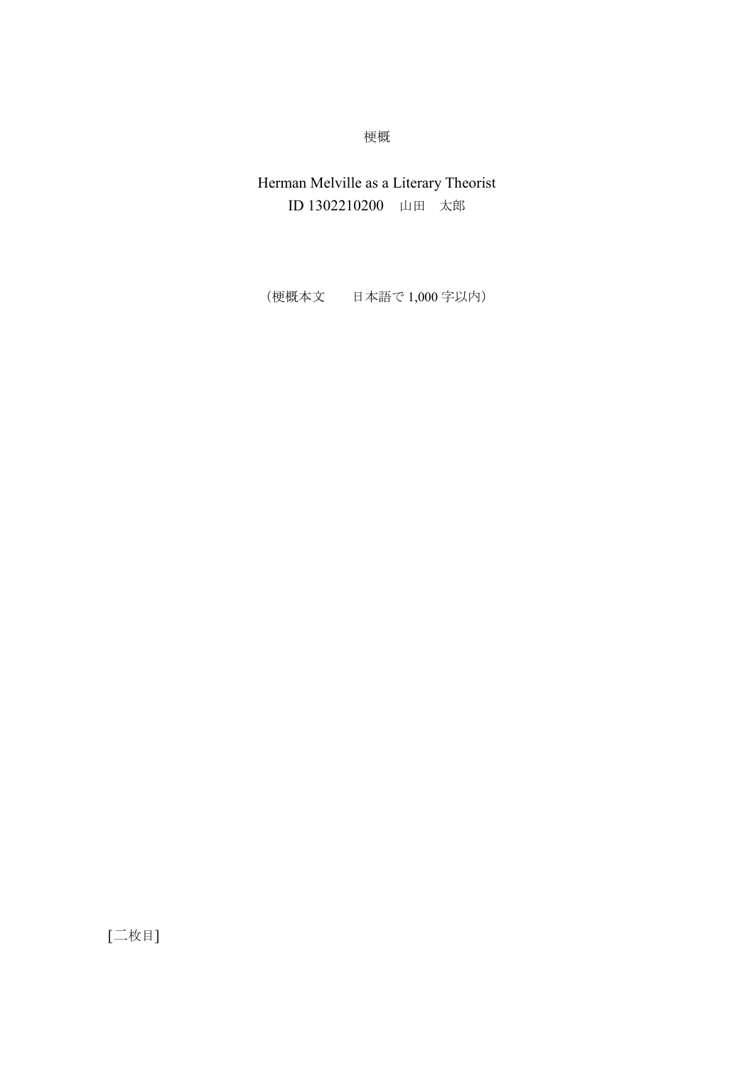梗概

Herman Melville as a Literary Theorist

ID 1302210200　山田　太郎

（梗概本文　　日本語で 1,000 字以内）

[二枚目]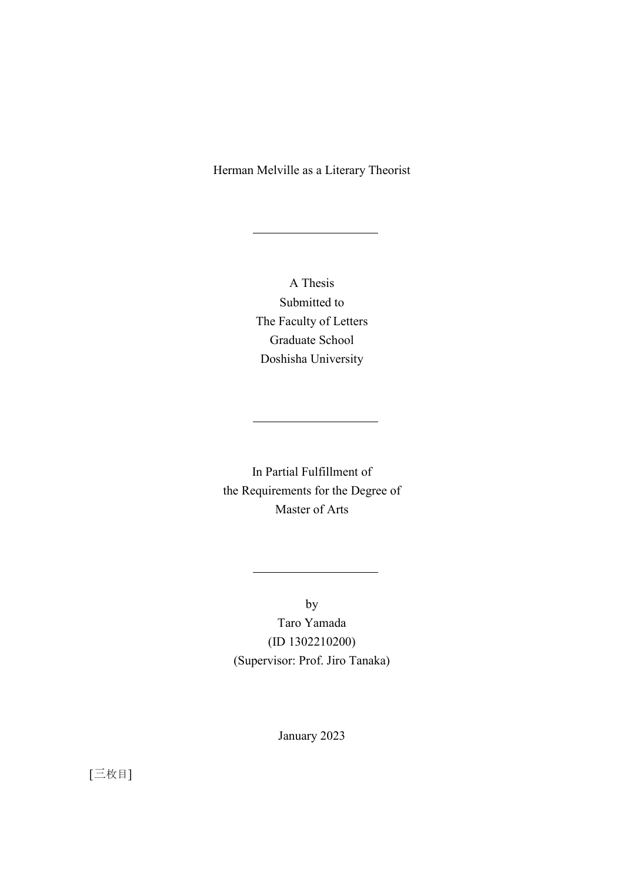Herman Melville as a Literary Theorist

---

A Thesis
Submitted to
The Faculty of Letters
Graduate School
Doshisha University

---

In Partial Fulfillment of
the Requirements for the Degree of
Master of Arts

---

by
Taro Yamada
(ID 1302210200)
(Supervisor: Prof. Jiro Tanaka)

January 2023

[三枚目]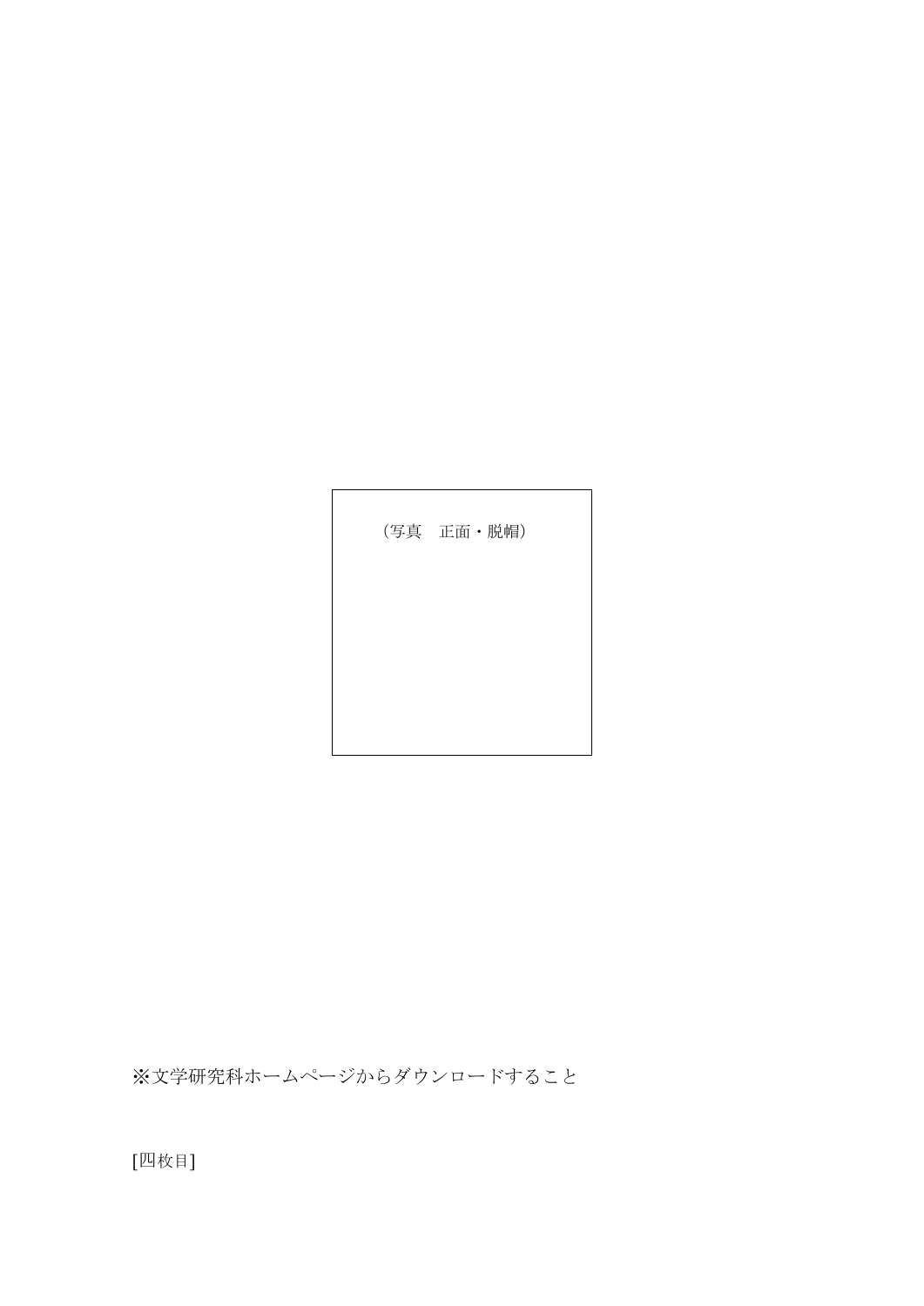| （写真　正面・脱帽） |
|---|

※文学研究科ホームページからダウンロードすること

[四枚目]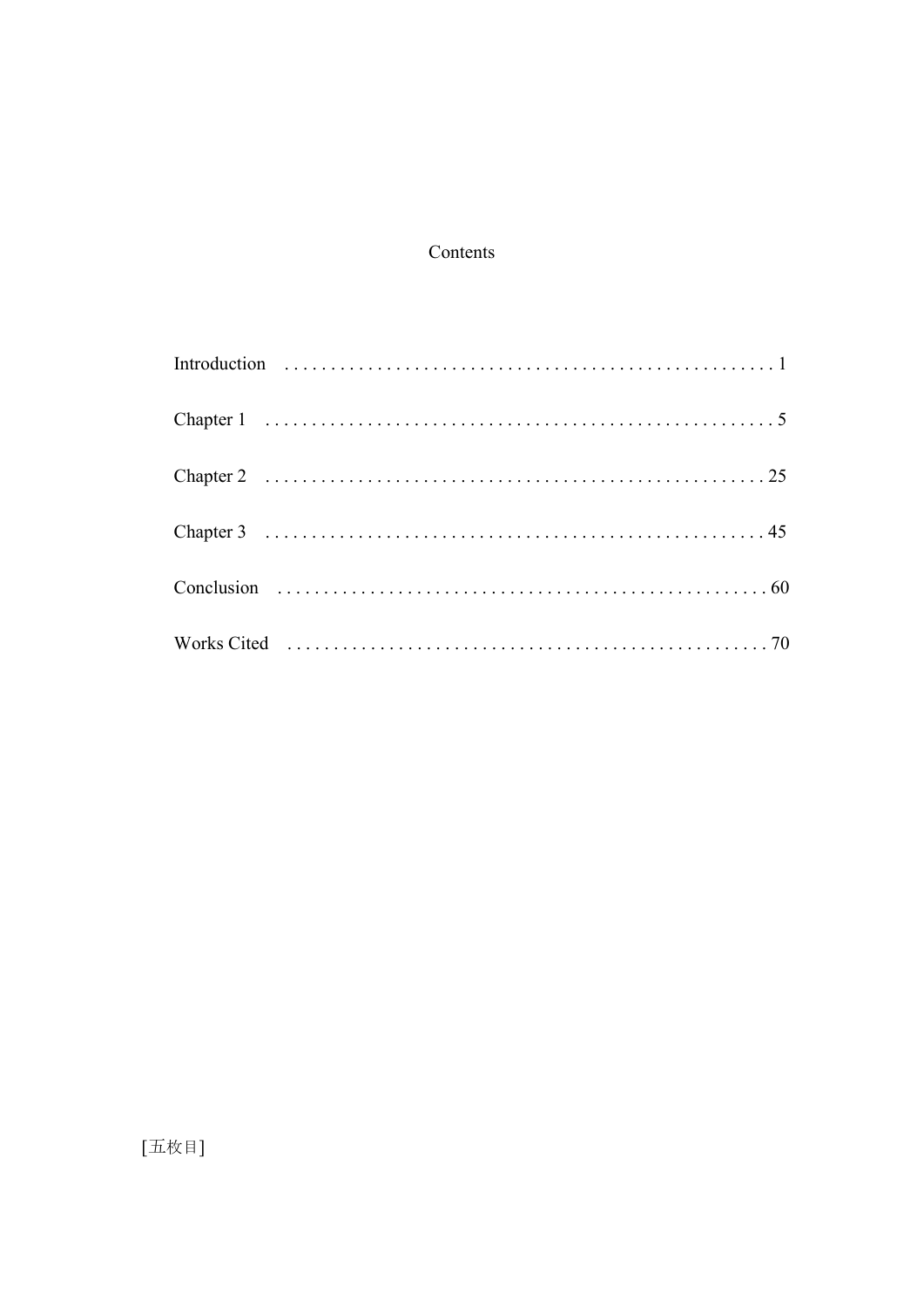# Contents

| | |
|---|---|
| Introduction | 1 |
| Chapter 1 | 5 |
| Chapter 2 | 25 |
| Chapter 3 | 45 |
| Conclusion | 60 |
| Works Cited | 70 |

[五枚目]